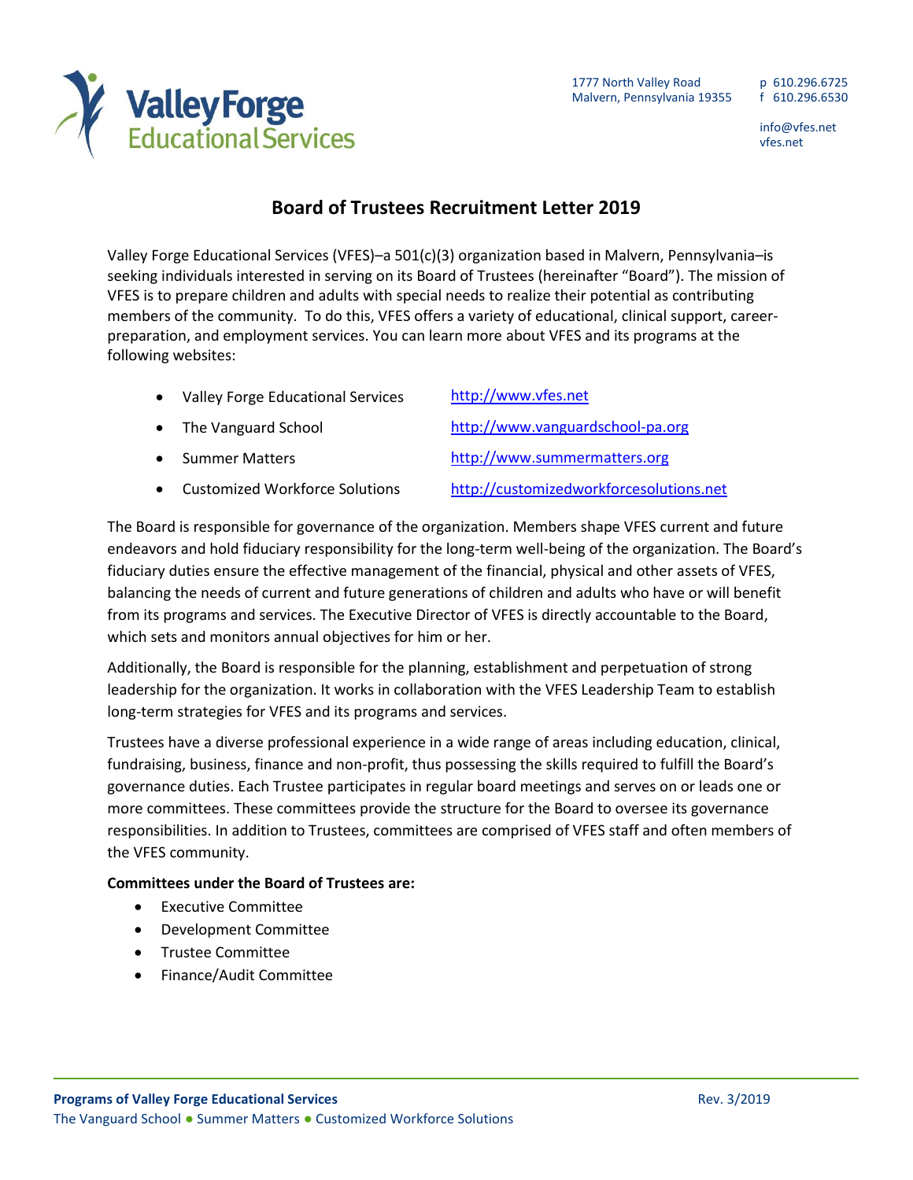Valley Forge Educational Services

1777 North Valley Road
Malvern, Pennsylvania 19355

p 610.296.6725
f 610.296.6530

info@vfes.net
vfes.net

# Board of Trustees Recruitment Letter 2019

Valley Forge Educational Services (VFES)–a 501(c)(3) organization based in Malvern, Pennsylvania–is seeking individuals interested in serving on its Board of Trustees (hereinafter "Board"). The mission of VFES is to prepare children and adults with special needs to realize their potential as contributing members of the community. To do this, VFES offers a variety of educational, clinical support, career-preparation, and employment services. You can learn more about VFES and its programs at the following websites:

- Valley Forge Educational Services — http://www.vfes.net
- The Vanguard School — http://www.vanguardschool-pa.org
- Summer Matters — http://www.summermatters.org
- Customized Workforce Solutions — http://customizedworkforcesolutions.net

The Board is responsible for governance of the organization. Members shape VFES current and future endeavors and hold fiduciary responsibility for the long-term well-being of the organization. The Board's fiduciary duties ensure the effective management of the financial, physical and other assets of VFES, balancing the needs of current and future generations of children and adults who have or will benefit from its programs and services. The Executive Director of VFES is directly accountable to the Board, which sets and monitors annual objectives for him or her.

Additionally, the Board is responsible for the planning, establishment and perpetuation of strong leadership for the organization. It works in collaboration with the VFES Leadership Team to establish long-term strategies for VFES and its programs and services.

Trustees have a diverse professional experience in a wide range of areas including education, clinical, fundraising, business, finance and non-profit, thus possessing the skills required to fulfill the Board's governance duties. Each Trustee participates in regular board meetings and serves on or leads one or more committees. These committees provide the structure for the Board to oversee its governance responsibilities. In addition to Trustees, committees are comprised of VFES staff and often members of the VFES community.

**Committees under the Board of Trustees are:**

- Executive Committee
- Development Committee
- Trustee Committee
- Finance/Audit Committee

**Programs of Valley Forge Educational Services**
The Vanguard School ● Summer Matters ● Customized Workforce Solutions

Rev. 3/2019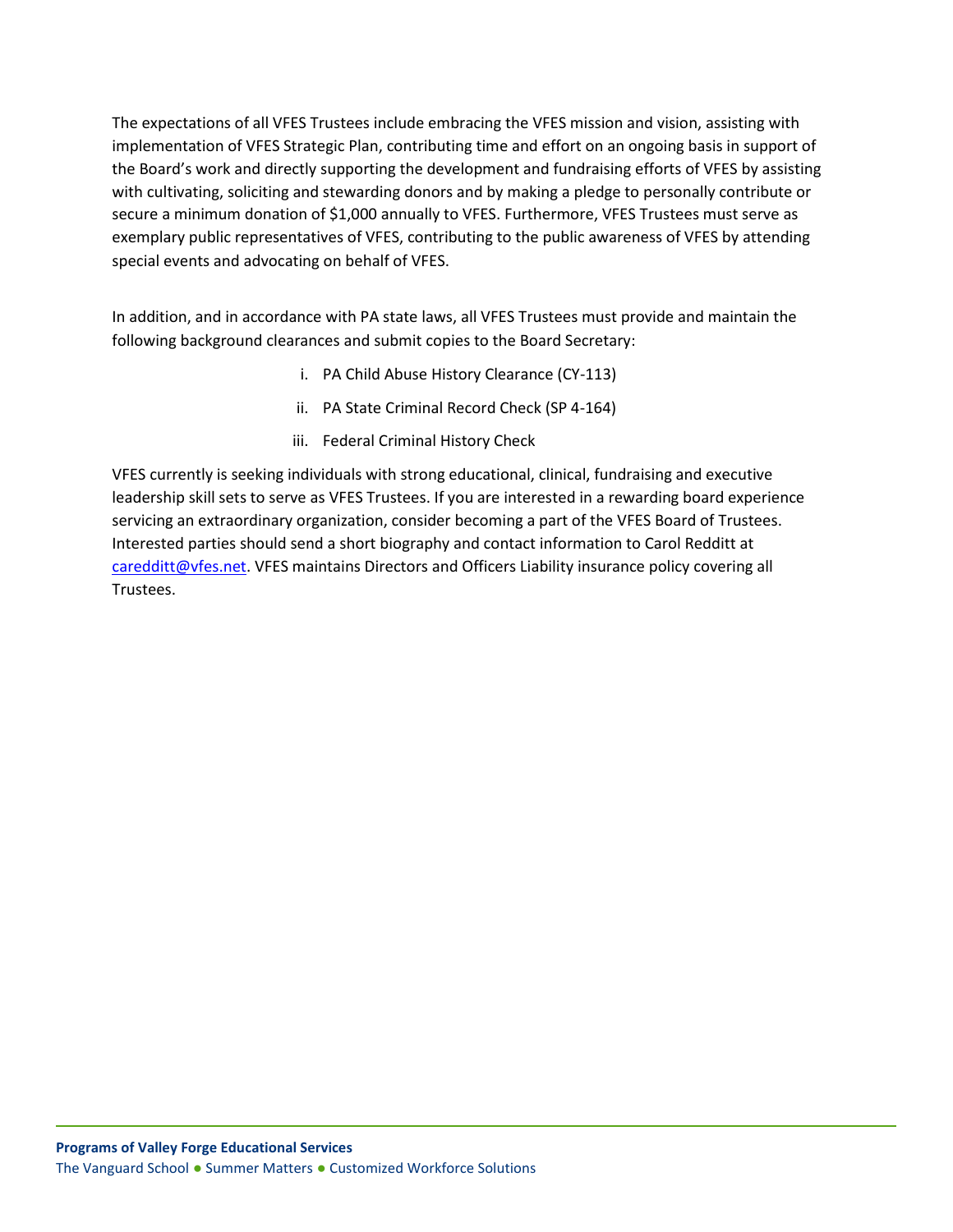The expectations of all VFES Trustees include embracing the VFES mission and vision, assisting with implementation of VFES Strategic Plan, contributing time and effort on an ongoing basis in support of the Board's work and directly supporting the development and fundraising efforts of VFES by assisting with cultivating, soliciting and stewarding donors and by making a pledge to personally contribute or secure a minimum donation of $1,000 annually to VFES. Furthermore, VFES Trustees must serve as exemplary public representatives of VFES, contributing to the public awareness of VFES by attending special events and advocating on behalf of VFES.

In addition, and in accordance with PA state laws, all VFES Trustees must provide and maintain the following background clearances and submit copies to the Board Secretary:

i. PA Child Abuse History Clearance (CY-113)
ii. PA State Criminal Record Check (SP 4-164)
iii. Federal Criminal History Check

VFES currently is seeking individuals with strong educational, clinical, fundraising and executive leadership skill sets to serve as VFES Trustees. If you are interested in a rewarding board experience servicing an extraordinary organization, consider becoming a part of the VFES Board of Trustees. Interested parties should send a short biography and contact information to Carol Redditt at [caredditt@vfes.net](mailto:caredditt@vfes.net). VFES maintains Directors and Officers Liability insurance policy covering all Trustees.

**Programs of Valley Forge Educational Services**
The Vanguard School ● Summer Matters ● Customized Workforce Solutions